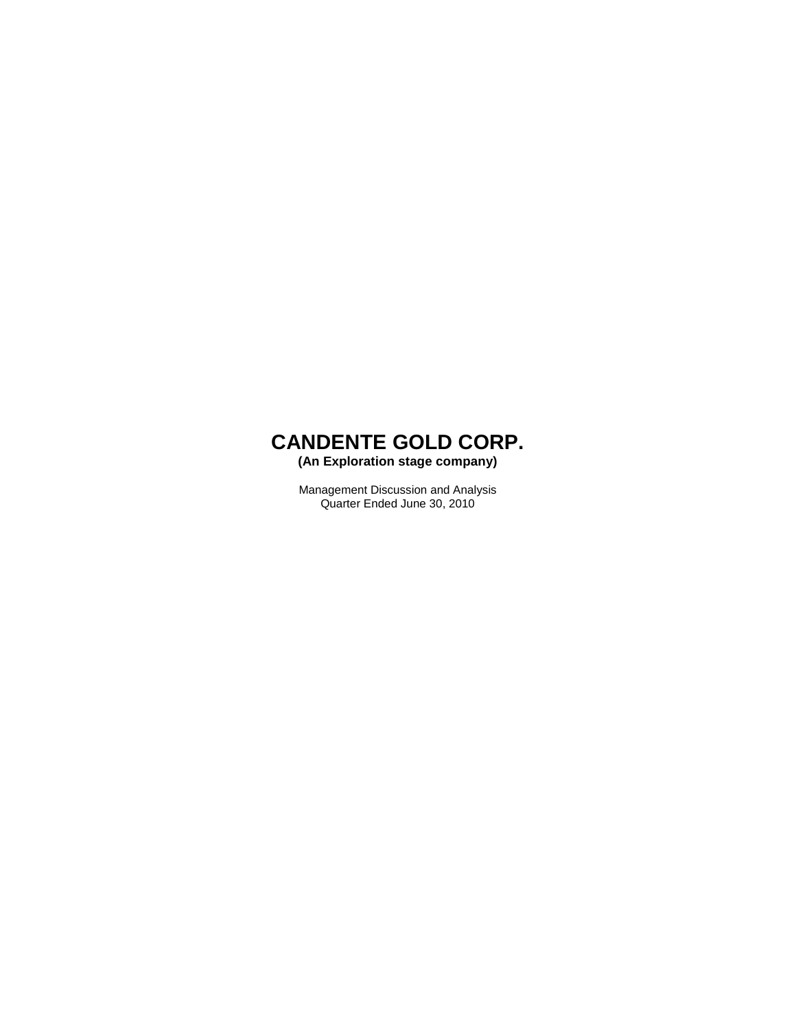# CANDENTE GOLD CORP.

**(An Exploration stage company)**

Management Discussion and Analysis
Quarter Ended June 30, 2010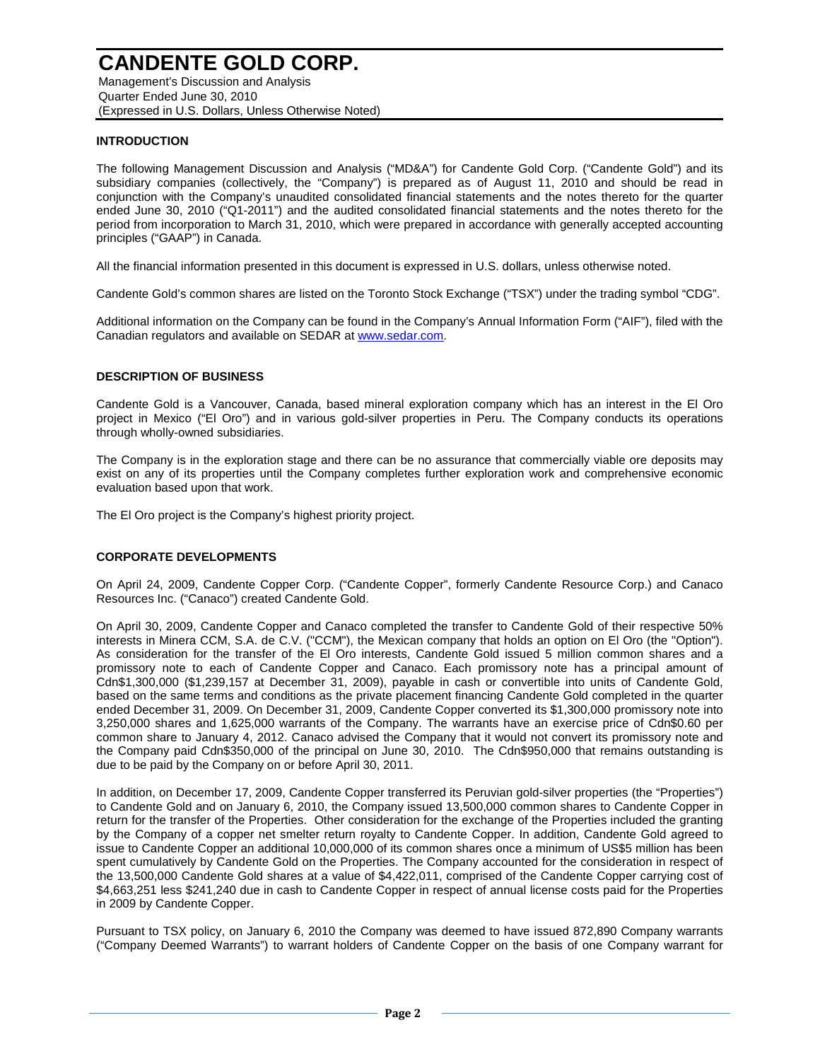# CANDENTE GOLD CORP.

Management's Discussion and Analysis
Quarter Ended June 30, 2010
(Expressed in U.S. Dollars, Unless Otherwise Noted)

## INTRODUCTION

The following Management Discussion and Analysis ("MD&A") for Candente Gold Corp. ("Candente Gold") and its subsidiary companies (collectively, the "Company") is prepared as of August 11, 2010 and should be read in conjunction with the Company's unaudited consolidated financial statements and the notes thereto for the quarter ended June 30, 2010 ("Q1-2011") and the audited consolidated financial statements and the notes thereto for the period from incorporation to March 31, 2010, which were prepared in accordance with generally accepted accounting principles ("GAAP") in Canada.

All the financial information presented in this document is expressed in U.S. dollars, unless otherwise noted.

Candente Gold's common shares are listed on the Toronto Stock Exchange ("TSX") under the trading symbol "CDG".

Additional information on the Company can be found in the Company's Annual Information Form ("AIF"), filed with the Canadian regulators and available on SEDAR at www.sedar.com.

## DESCRIPTION OF BUSINESS

Candente Gold is a Vancouver, Canada, based mineral exploration company which has an interest in the El Oro project in Mexico ("El Oro") and in various gold-silver properties in Peru. The Company conducts its operations through wholly-owned subsidiaries.

The Company is in the exploration stage and there can be no assurance that commercially viable ore deposits may exist on any of its properties until the Company completes further exploration work and comprehensive economic evaluation based upon that work.

The El Oro project is the Company's highest priority project.

## CORPORATE DEVELOPMENTS

On April 24, 2009, Candente Copper Corp. ("Candente Copper", formerly Candente Resource Corp.) and Canaco Resources Inc. ("Canaco") created Candente Gold.

On April 30, 2009, Candente Copper and Canaco completed the transfer to Candente Gold of their respective 50% interests in Minera CCM, S.A. de C.V. ("CCM"), the Mexican company that holds an option on El Oro (the "Option"). As consideration for the transfer of the El Oro interests, Candente Gold issued 5 million common shares and a promissory note to each of Candente Copper and Canaco. Each promissory note has a principal amount of Cdn$1,300,000 ($1,239,157 at December 31, 2009), payable in cash or convertible into units of Candente Gold, based on the same terms and conditions as the private placement financing Candente Gold completed in the quarter ended December 31, 2009. On December 31, 2009, Candente Copper converted its $1,300,000 promissory note into 3,250,000 shares and 1,625,000 warrants of the Company. The warrants have an exercise price of Cdn$0.60 per common share to January 4, 2012. Canaco advised the Company that it would not convert its promissory note and the Company paid Cdn$350,000 of the principal on June 30, 2010. The Cdn$950,000 that remains outstanding is due to be paid by the Company on or before April 30, 2011.

In addition, on December 17, 2009, Candente Copper transferred its Peruvian gold-silver properties (the "Properties") to Candente Gold and on January 6, 2010, the Company issued 13,500,000 common shares to Candente Copper in return for the transfer of the Properties. Other consideration for the exchange of the Properties included the granting by the Company of a copper net smelter return royalty to Candente Copper. In addition, Candente Gold agreed to issue to Candente Copper an additional 10,000,000 of its common shares once a minimum of US$5 million has been spent cumulatively by Candente Gold on the Properties. The Company accounted for the consideration in respect of the 13,500,000 Candente Gold shares at a value of $4,422,011, comprised of the Candente Copper carrying cost of $4,663,251 less $241,240 due in cash to Candente Copper in respect of annual license costs paid for the Properties in 2009 by Candente Copper.

Pursuant to TSX policy, on January 6, 2010 the Company was deemed to have issued 872,890 Company warrants ("Company Deemed Warrants") to warrant holders of Candente Copper on the basis of one Company warrant for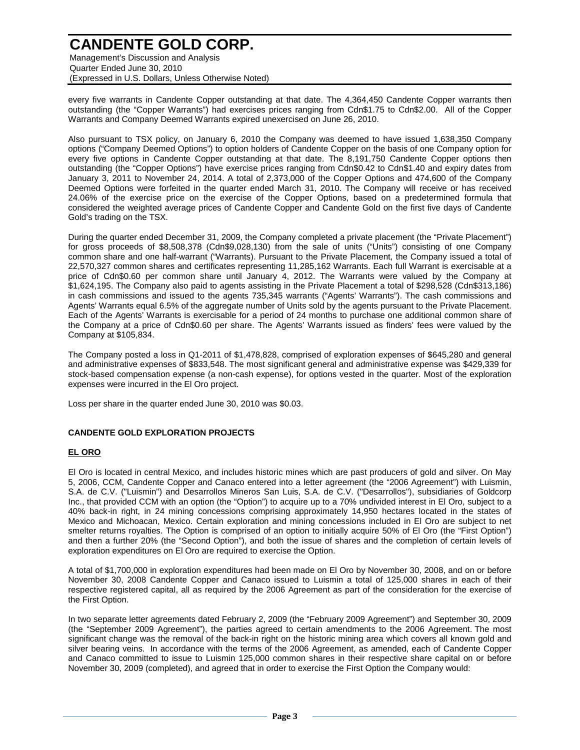every five warrants in Candente Copper outstanding at that date. The 4,364,450 Candente Copper warrants then outstanding (the "Copper Warrants") had exercises prices ranging from Cdn$1.75 to Cdn$2.00. All of the Copper Warrants and Company Deemed Warrants expired unexercised on June 26, 2010.

Also pursuant to TSX policy, on January 6, 2010 the Company was deemed to have issued 1,638,350 Company options ("Company Deemed Options") to option holders of Candente Copper on the basis of one Company option for every five options in Candente Copper outstanding at that date. The 8,191,750 Candente Copper options then outstanding (the "Copper Options") have exercise prices ranging from Cdn$0.42 to Cdn$1.40 and expiry dates from January 3, 2011 to November 24, 2014. A total of 2,373,000 of the Copper Options and 474,600 of the Company Deemed Options were forfeited in the quarter ended March 31, 2010. The Company will receive or has received 24.06% of the exercise price on the exercise of the Copper Options, based on a predetermined formula that considered the weighted average prices of Candente Copper and Candente Gold on the first five days of Candente Gold's trading on the TSX.

During the quarter ended December 31, 2009, the Company completed a private placement (the "Private Placement") for gross proceeds of $8,508,378 (Cdn$9,028,130) from the sale of units ("Units") consisting of one Company common share and one half-warrant ("Warrants). Pursuant to the Private Placement, the Company issued a total of 22,570,327 common shares and certificates representing 11,285,162 Warrants. Each full Warrant is exercisable at a price of Cdn$0.60 per common share until January 4, 2012. The Warrants were valued by the Company at $1,624,195. The Company also paid to agents assisting in the Private Placement a total of $298,528 (Cdn$313,186) in cash commissions and issued to the agents 735,345 warrants ("Agents' Warrants"). The cash commissions and Agents' Warrants equal 6.5% of the aggregate number of Units sold by the agents pursuant to the Private Placement. Each of the Agents' Warrants is exercisable for a period of 24 months to purchase one additional common share of the Company at a price of Cdn$0.60 per share. The Agents' Warrants issued as finders' fees were valued by the Company at $105,834.

The Company posted a loss in Q1-2011 of $1,478,828, comprised of exploration expenses of $645,280 and general and administrative expenses of $833,548. The most significant general and administrative expense was $429,339 for stock-based compensation expense (a non-cash expense), for options vested in the quarter. Most of the exploration expenses were incurred in the El Oro project.

Loss per share in the quarter ended June 30, 2010 was $0.03.

## CANDENTE GOLD EXPLORATION PROJECTS

### EL ORO

El Oro is located in central Mexico, and includes historic mines which are past producers of gold and silver. On May 5, 2006, CCM, Candente Copper and Canaco entered into a letter agreement (the "2006 Agreement") with Luismin, S.A. de C.V. ("Luismin") and Desarrollos Mineros San Luis, S.A. de C.V. ("Desarrollos"), subsidiaries of Goldcorp Inc., that provided CCM with an option (the "Option") to acquire up to a 70% undivided interest in El Oro, subject to a 40% back-in right, in 24 mining concessions comprising approximately 14,950 hectares located in the states of Mexico and Michoacan, Mexico. Certain exploration and mining concessions included in El Oro are subject to net smelter returns royalties. The Option is comprised of an option to initially acquire 50% of El Oro (the "First Option") and then a further 20% (the "Second Option"), and both the issue of shares and the completion of certain levels of exploration expenditures on El Oro are required to exercise the Option.

A total of $1,700,000 in exploration expenditures had been made on El Oro by November 30, 2008, and on or before November 30, 2008 Candente Copper and Canaco issued to Luismin a total of 125,000 shares in each of their respective registered capital, all as required by the 2006 Agreement as part of the consideration for the exercise of the First Option.

In two separate letter agreements dated February 2, 2009 (the "February 2009 Agreement") and September 30, 2009 (the "September 2009 Agreement"), the parties agreed to certain amendments to the 2006 Agreement. The most significant change was the removal of the back-in right on the historic mining area which covers all known gold and silver bearing veins. In accordance with the terms of the 2006 Agreement, as amended, each of Candente Copper and Canaco committed to issue to Luismin 125,000 common shares in their respective share capital on or before November 30, 2009 (completed), and agreed that in order to exercise the First Option the Company would: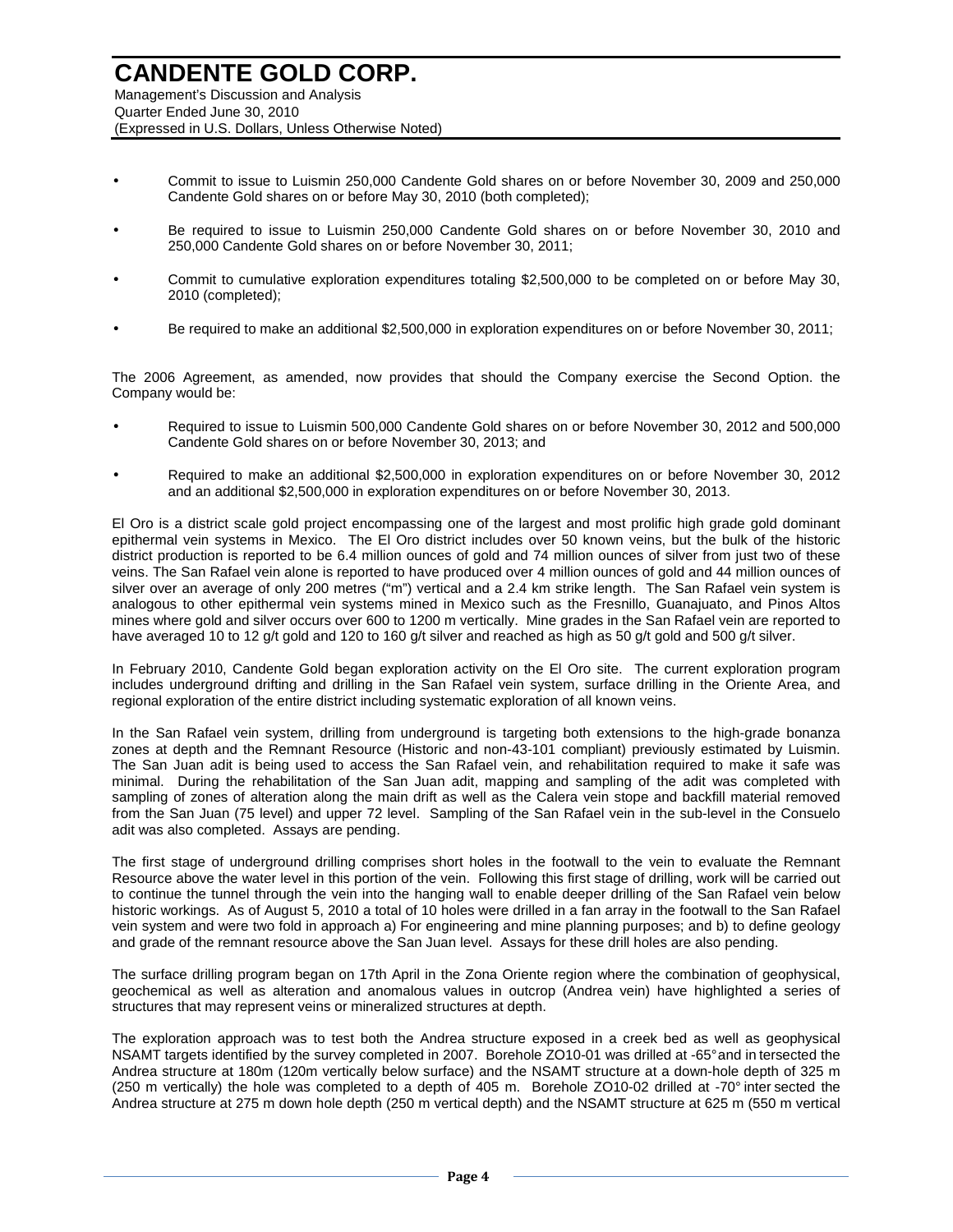- Commit to issue to Luismin 250,000 Candente Gold shares on or before November 30, 2009 and 250,000 Candente Gold shares on or before May 30, 2010 (both completed);
- Be required to issue to Luismin 250,000 Candente Gold shares on or before November 30, 2010 and 250,000 Candente Gold shares on or before November 30, 2011;
- Commit to cumulative exploration expenditures totaling $2,500,000 to be completed on or before May 30, 2010 (completed);
- Be required to make an additional $2,500,000 in exploration expenditures on or before November 30, 2011;

The 2006 Agreement, as amended, now provides that should the Company exercise the Second Option. the Company would be:

- Required to issue to Luismin 500,000 Candente Gold shares on or before November 30, 2012 and 500,000 Candente Gold shares on or before November 30, 2013; and
- Required to make an additional $2,500,000 in exploration expenditures on or before November 30, 2012 and an additional $2,500,000 in exploration expenditures on or before November 30, 2013.

El Oro is a district scale gold project encompassing one of the largest and most prolific high grade gold dominant epithermal vein systems in Mexico. The El Oro district includes over 50 known veins, but the bulk of the historic district production is reported to be 6.4 million ounces of gold and 74 million ounces of silver from just two of these veins. The San Rafael vein alone is reported to have produced over 4 million ounces of gold and 44 million ounces of silver over an average of only 200 metres ("m") vertical and a 2.4 km strike length. The San Rafael vein system is analogous to other epithermal vein systems mined in Mexico such as the Fresnillo, Guanajuato, and Pinos Altos mines where gold and silver occurs over 600 to 1200 m vertically. Mine grades in the San Rafael vein are reported to have averaged 10 to 12 g/t gold and 120 to 160 g/t silver and reached as high as 50 g/t gold and 500 g/t silver.

In February 2010, Candente Gold began exploration activity on the El Oro site. The current exploration program includes underground drifting and drilling in the San Rafael vein system, surface drilling in the Oriente Area, and regional exploration of the entire district including systematic exploration of all known veins.

In the San Rafael vein system, drilling from underground is targeting both extensions to the high-grade bonanza zones at depth and the Remnant Resource (Historic and non-43-101 compliant) previously estimated by Luismin. The San Juan adit is being used to access the San Rafael vein, and rehabilitation required to make it safe was minimal. During the rehabilitation of the San Juan adit, mapping and sampling of the adit was completed with sampling of zones of alteration along the main drift as well as the Calera vein stope and backfill material removed from the San Juan (75 level) and upper 72 level. Sampling of the San Rafael vein in the sub-level in the Consuelo adit was also completed. Assays are pending.

The first stage of underground drilling comprises short holes in the footwall to the vein to evaluate the Remnant Resource above the water level in this portion of the vein. Following this first stage of drilling, work will be carried out to continue the tunnel through the vein into the hanging wall to enable deeper drilling of the San Rafael vein below historic workings. As of August 5, 2010 a total of 10 holes were drilled in a fan array in the footwall to the San Rafael vein system and were two fold in approach a) For engineering and mine planning purposes; and b) to define geology and grade of the remnant resource above the San Juan level. Assays for these drill holes are also pending.

The surface drilling program began on 17th April in the Zona Oriente region where the combination of geophysical, geochemical as well as alteration and anomalous values in outcrop (Andrea vein) have highlighted a series of structures that may represent veins or mineralized structures at depth.

The exploration approach was to test both the Andrea structure exposed in a creek bed as well as geophysical NSAMT targets identified by the survey completed in 2007. Borehole ZO10-01 was drilled at -65° and intersected the Andrea structure at 180m (120m vertically below surface) and the NSAMT structure at a down-hole depth of 325 m (250 m vertically) the hole was completed to a depth of 405 m. Borehole ZO10-02 drilled at -70° intersected the Andrea structure at 275 m down hole depth (250 m vertical depth) and the NSAMT structure at 625 m (550 m vertical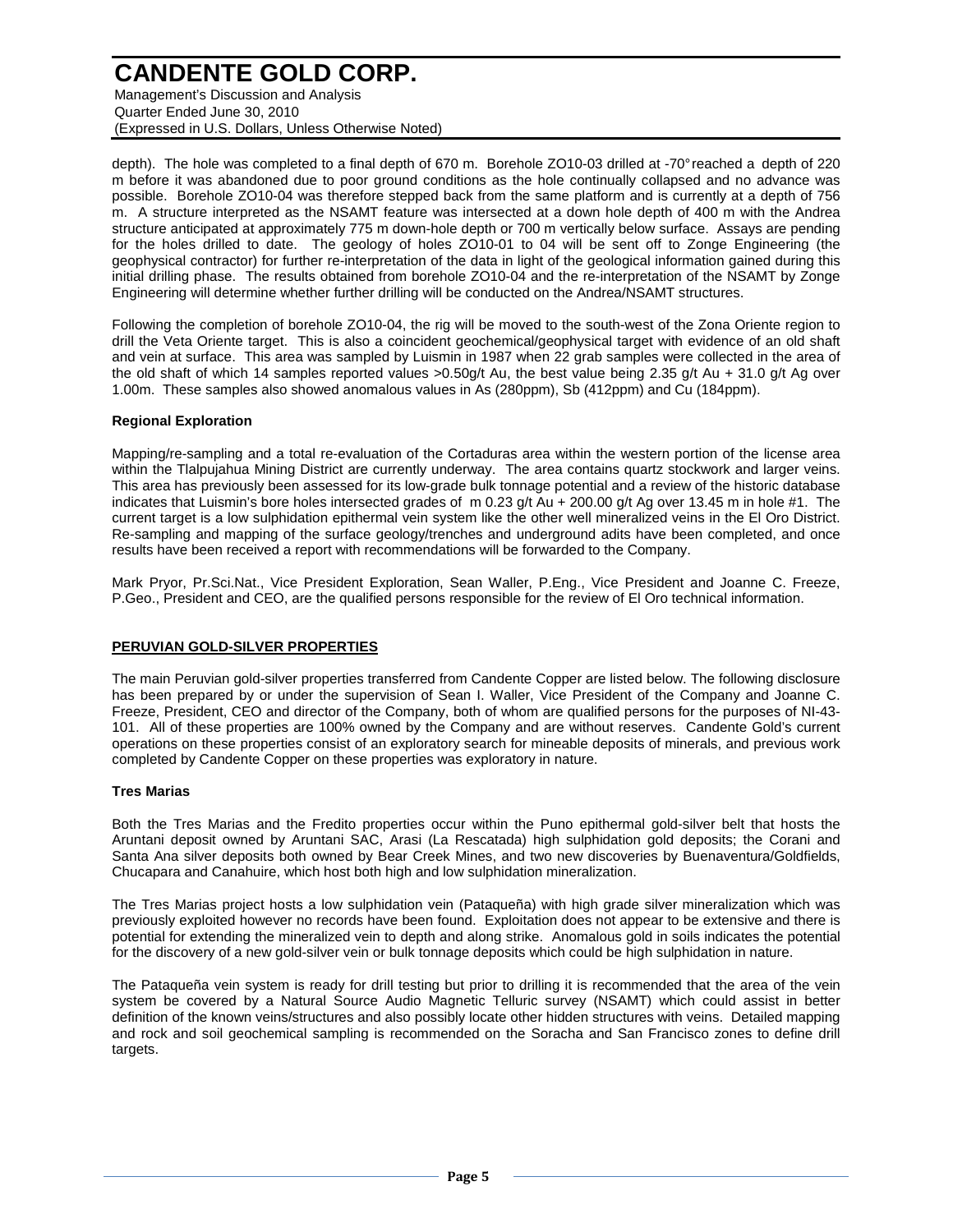depth). The hole was completed to a final depth of 670 m. Borehole ZO10-03 drilled at -70° reached a depth of 220 m before it was abandoned due to poor ground conditions as the hole continually collapsed and no advance was possible. Borehole ZO10-04 was therefore stepped back from the same platform and is currently at a depth of 756 m. A structure interpreted as the NSAMT feature was intersected at a down hole depth of 400 m with the Andrea structure anticipated at approximately 775 m down-hole depth or 700 m vertically below surface. Assays are pending for the holes drilled to date. The geology of holes ZO10-01 to 04 will be sent off to Zonge Engineering (the geophysical contractor) for further re-interpretation of the data in light of the geological information gained during this initial drilling phase. The results obtained from borehole ZO10-04 and the re-interpretation of the NSAMT by Zonge Engineering will determine whether further drilling will be conducted on the Andrea/NSAMT structures.

Following the completion of borehole ZO10-04, the rig will be moved to the south-west of the Zona Oriente region to drill the Veta Oriente target. This is also a coincident geochemical/geophysical target with evidence of an old shaft and vein at surface. This area was sampled by Luismin in 1987 when 22 grab samples were collected in the area of the old shaft of which 14 samples reported values >0.50g/t Au, the best value being 2.35 g/t Au + 31.0 g/t Ag over 1.00m. These samples also showed anomalous values in As (280ppm), Sb (412ppm) and Cu (184ppm).

**Regional Exploration**

Mapping/re-sampling and a total re-evaluation of the Cortaduras area within the western portion of the license area within the Tlalpujahua Mining District are currently underway. The area contains quartz stockwork and larger veins. This area has previously been assessed for its low-grade bulk tonnage potential and a review of the historic database indicates that Luismin's bore holes intersected grades of m 0.23 g/t Au + 200.00 g/t Ag over 13.45 m in hole #1. The current target is a low sulphidation epithermal vein system like the other well mineralized veins in the El Oro District. Re-sampling and mapping of the surface geology/trenches and underground adits have been completed, and once results have been received a report with recommendations will be forwarded to the Company.

Mark Pryor, Pr.Sci.Nat., Vice President Exploration, Sean Waller, P.Eng., Vice President and Joanne C. Freeze, P.Geo., President and CEO, are the qualified persons responsible for the review of El Oro technical information.

## PERUVIAN GOLD-SILVER PROPERTIES

The main Peruvian gold-silver properties transferred from Candente Copper are listed below. The following disclosure has been prepared by or under the supervision of Sean I. Waller, Vice President of the Company and Joanne C. Freeze, President, CEO and director of the Company, both of whom are qualified persons for the purposes of NI-43-101. All of these properties are 100% owned by the Company and are without reserves. Candente Gold's current operations on these properties consist of an exploratory search for mineable deposits of minerals, and previous work completed by Candente Copper on these properties was exploratory in nature.

**Tres Marias**

Both the Tres Marias and the Fredito properties occur within the Puno epithermal gold-silver belt that hosts the Aruntani deposit owned by Aruntani SAC, Arasi (La Rescatada) high sulphidation gold deposits; the Corani and Santa Ana silver deposits both owned by Bear Creek Mines, and two new discoveries by Buenaventura/Goldfields, Chucapara and Canahuire, which host both high and low sulphidation mineralization.

The Tres Marias project hosts a low sulphidation vein (Pataqueña) with high grade silver mineralization which was previously exploited however no records have been found. Exploitation does not appear to be extensive and there is potential for extending the mineralized vein to depth and along strike. Anomalous gold in soils indicates the potential for the discovery of a new gold-silver vein or bulk tonnage deposits which could be high sulphidation in nature.

The Pataqueña vein system is ready for drill testing but prior to drilling it is recommended that the area of the vein system be covered by a Natural Source Audio Magnetic Telluric survey (NSAMT) which could assist in better definition of the known veins/structures and also possibly locate other hidden structures with veins. Detailed mapping and rock and soil geochemical sampling is recommended on the Soracha and San Francisco zones to define drill targets.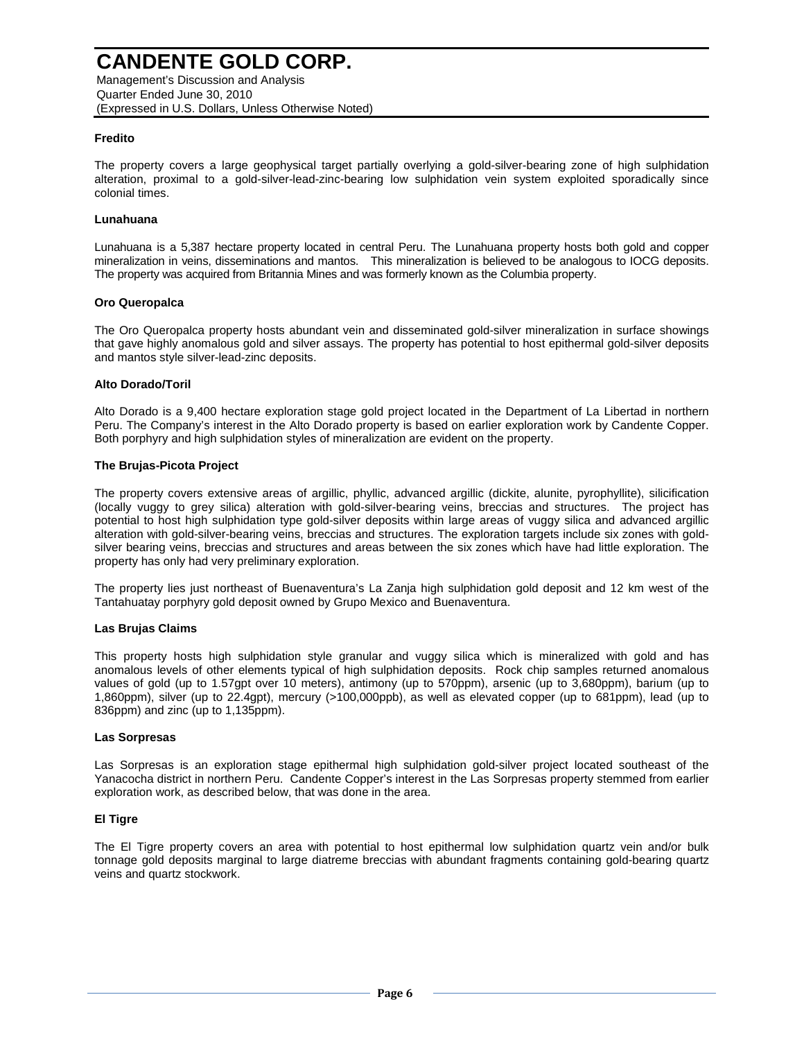### Fredito

The property covers a large geophysical target partially overlying a gold-silver-bearing zone of high sulphidation alteration, proximal to a gold-silver-lead-zinc-bearing low sulphidation vein system exploited sporadically since colonial times.

### Lunahuana

Lunahuana is a 5,387 hectare property located in central Peru. The Lunahuana property hosts both gold and copper mineralization in veins, disseminations and mantos. This mineralization is believed to be analogous to IOCG deposits. The property was acquired from Britannia Mines and was formerly known as the Columbia property.

### Oro Queropalca

The Oro Queropalca property hosts abundant vein and disseminated gold-silver mineralization in surface showings that gave highly anomalous gold and silver assays. The property has potential to host epithermal gold-silver deposits and mantos style silver-lead-zinc deposits.

### Alto Dorado/Toril

Alto Dorado is a 9,400 hectare exploration stage gold project located in the Department of La Libertad in northern Peru. The Company's interest in the Alto Dorado property is based on earlier exploration work by Candente Copper. Both porphyry and high sulphidation styles of mineralization are evident on the property.

### The Brujas-Picota Project

The property covers extensive areas of argillic, phyllic, advanced argillic (dickite, alunite, pyrophyllite), silicification (locally vuggy to grey silica) alteration with gold-silver-bearing veins, breccias and structures. The project has potential to host high sulphidation type gold-silver deposits within large areas of vuggy silica and advanced argillic alteration with gold-silver-bearing veins, breccias and structures. The exploration targets include six zones with gold-silver bearing veins, breccias and structures and areas between the six zones which have had little exploration. The property has only had very preliminary exploration.

The property lies just northeast of Buenaventura's La Zanja high sulphidation gold deposit and 12 km west of the Tantahuatay porphyry gold deposit owned by Grupo Mexico and Buenaventura.

### Las Brujas Claims

This property hosts high sulphidation style granular and vuggy silica which is mineralized with gold and has anomalous levels of other elements typical of high sulphidation deposits. Rock chip samples returned anomalous values of gold (up to 1.57gpt over 10 meters), antimony (up to 570ppm), arsenic (up to 3,680ppm), barium (up to 1,860ppm), silver (up to 22.4gpt), mercury (>100,000ppb), as well as elevated copper (up to 681ppm), lead (up to 836ppm) and zinc (up to 1,135ppm).

### Las Sorpresas

Las Sorpresas is an exploration stage epithermal high sulphidation gold-silver project located southeast of the Yanacocha district in northern Peru. Candente Copper's interest in the Las Sorpresas property stemmed from earlier exploration work, as described below, that was done in the area.

### El Tigre

The El Tigre property covers an area with potential to host epithermal low sulphidation quartz vein and/or bulk tonnage gold deposits marginal to large diatreme breccias with abundant fragments containing gold-bearing quartz veins and quartz stockwork.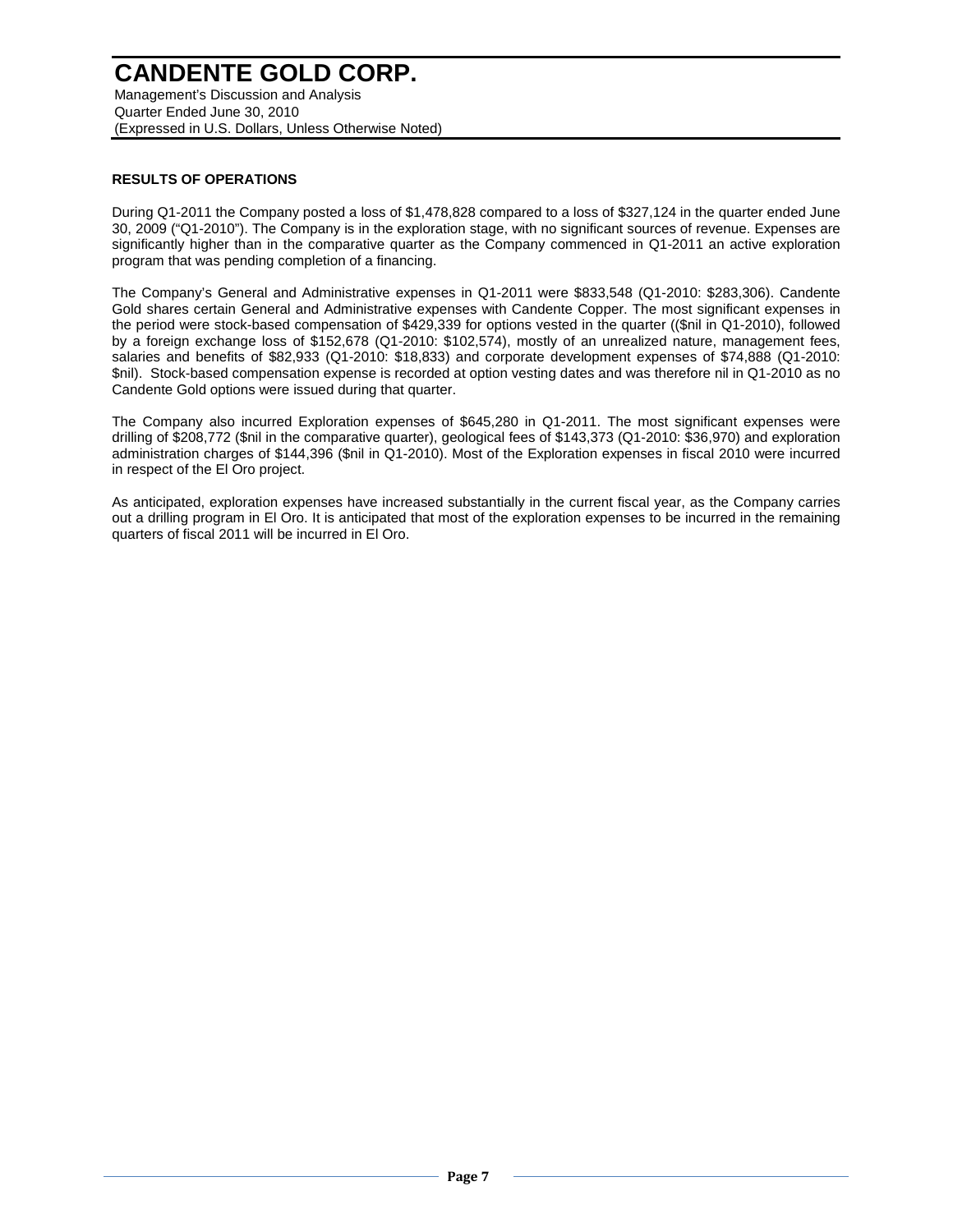## RESULTS OF OPERATIONS

During Q1-2011 the Company posted a loss of $1,478,828 compared to a loss of $327,124 in the quarter ended June 30, 2009 ("Q1-2010"). The Company is in the exploration stage, with no significant sources of revenue. Expenses are significantly higher than in the comparative quarter as the Company commenced in Q1-2011 an active exploration program that was pending completion of a financing.

The Company's General and Administrative expenses in Q1-2011 were $833,548 (Q1-2010: $283,306). Candente Gold shares certain General and Administrative expenses with Candente Copper. The most significant expenses in the period were stock-based compensation of $429,339 for options vested in the quarter (($nil in Q1-2010), followed by a foreign exchange loss of $152,678 (Q1-2010: $102,574), mostly of an unrealized nature, management fees, salaries and benefits of $82,933 (Q1-2010: $18,833) and corporate development expenses of $74,888 (Q1-2010: $nil). Stock-based compensation expense is recorded at option vesting dates and was therefore nil in Q1-2010 as no Candente Gold options were issued during that quarter.

The Company also incurred Exploration expenses of $645,280 in Q1-2011. The most significant expenses were drilling of $208,772 ($nil in the comparative quarter), geological fees of $143,373 (Q1-2010: $36,970) and exploration administration charges of $144,396 ($nil in Q1-2010). Most of the Exploration expenses in fiscal 2010 were incurred in respect of the El Oro project.

As anticipated, exploration expenses have increased substantially in the current fiscal year, as the Company carries out a drilling program in El Oro. It is anticipated that most of the exploration expenses to be incurred in the remaining quarters of fiscal 2011 will be incurred in El Oro.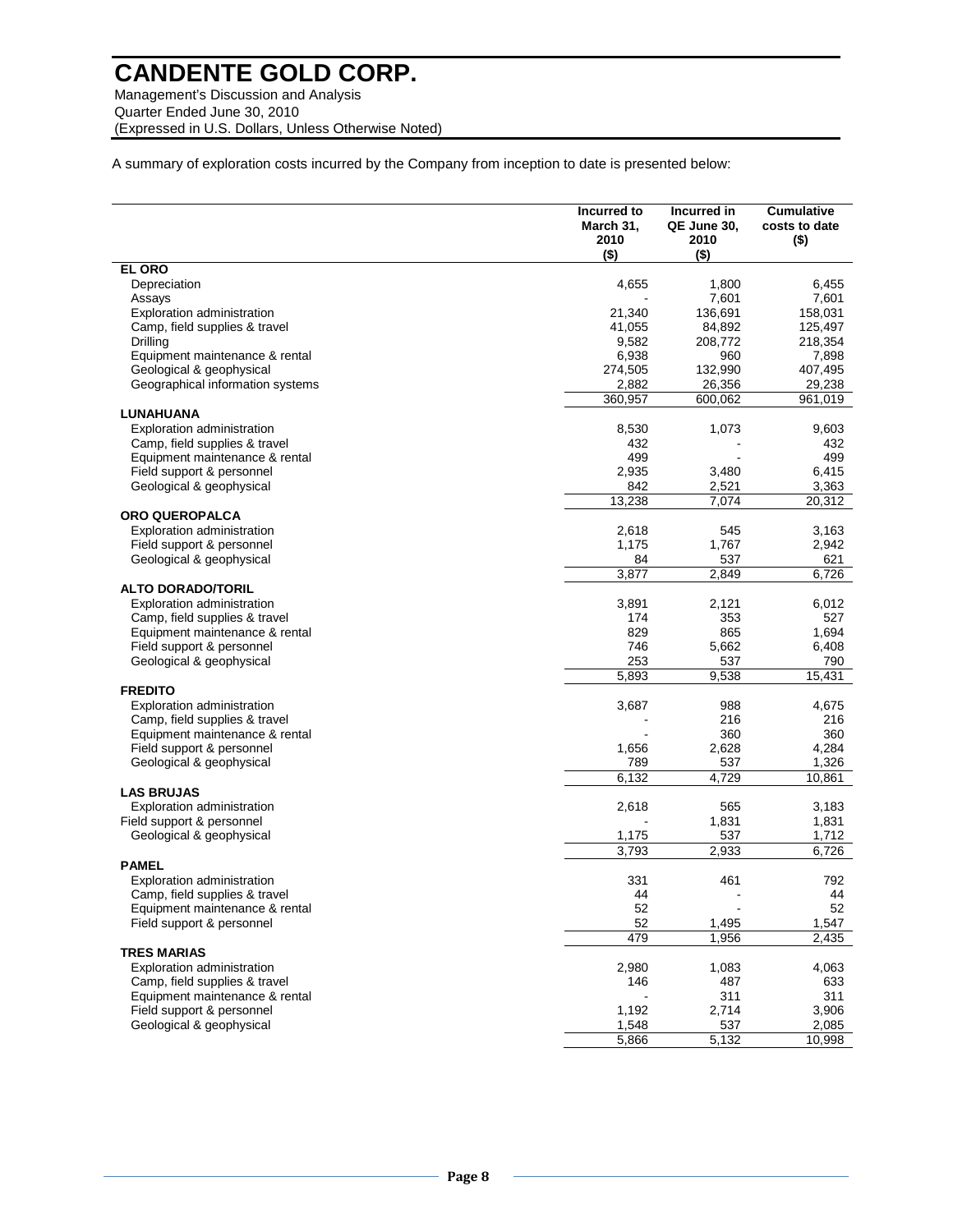A summary of exploration costs incurred by the Company from inception to date is presented below:

| | Incurred to March 31, 2010 ($) | Incurred in QE June 30, 2010 ($) | Cumulative costs to date ($) |
|---|---|---|---|
| **EL ORO** | | | |
| Depreciation | 4,655 | 1,800 | 6,455 |
| Assays | - | 7,601 | 7,601 |
| Exploration administration | 21,340 | 136,691 | 158,031 |
| Camp, field supplies & travel | 41,055 | 84,892 | 125,497 |
| Drilling | 9,582 | 208,772 | 218,354 |
| Equipment maintenance & rental | 6,938 | 960 | 7,898 |
| Geological & geophysical | 274,505 | 132,990 | 407,495 |
| Geographical information systems | 2,882 | 26,356 | 29,238 |
| | 360,957 | 600,062 | 961,019 |
| **LUNAHUANA** | | | |
| Exploration administration | 8,530 | 1,073 | 9,603 |
| Camp, field supplies & travel | 432 | - | 432 |
| Equipment maintenance & rental | 499 | - | 499 |
| Field support & personnel | 2,935 | 3,480 | 6,415 |
| Geological & geophysical | 842 | 2,521 | 3,363 |
| | 13,238 | 7,074 | 20,312 |
| **ORO QUEROPALCA** | | | |
| Exploration administration | 2,618 | 545 | 3,163 |
| Field support & personnel | 1,175 | 1,767 | 2,942 |
| Geological & geophysical | 84 | 537 | 621 |
| | 3,877 | 2,849 | 6,726 |
| **ALTO DORADO/TORIL** | | | |
| Exploration administration | 3,891 | 2,121 | 6,012 |
| Camp, field supplies & travel | 174 | 353 | 527 |
| Equipment maintenance & rental | 829 | 865 | 1,694 |
| Field support & personnel | 746 | 5,662 | 6,408 |
| Geological & geophysical | 253 | 537 | 790 |
| | 5,893 | 9,538 | 15,431 |
| **FREDITO** | | | |
| Exploration administration | 3,687 | 988 | 4,675 |
| Camp, field supplies & travel | - | 216 | 216 |
| Equipment maintenance & rental | - | 360 | 360 |
| Field support & personnel | 1,656 | 2,628 | 4,284 |
| Geological & geophysical | 789 | 537 | 1,326 |
| | 6,132 | 4,729 | 10,861 |
| **LAS BRUJAS** | | | |
| Exploration administration | 2,618 | 565 | 3,183 |
| Field support & personnel | - | 1,831 | 1,831 |
| Geological & geophysical | 1,175 | 537 | 1,712 |
| | 3,793 | 2,933 | 6,726 |
| **PAMEL** | | | |
| Exploration administration | 331 | 461 | 792 |
| Camp, field supplies & travel | 44 | - | 44 |
| Equipment maintenance & rental | 52 | - | 52 |
| Field support & personnel | 52 | 1,495 | 1,547 |
| | 479 | 1,956 | 2,435 |
| **TRES MARIAS** | | | |
| Exploration administration | 2,980 | 1,083 | 4,063 |
| Camp, field supplies & travel | 146 | 487 | 633 |
| Equipment maintenance & rental | - | 311 | 311 |
| Field support & personnel | 1,192 | 2,714 | 3,906 |
| Geological & geophysical | 1,548 | 537 | 2,085 |
| | 5,866 | 5,132 | 10,998 |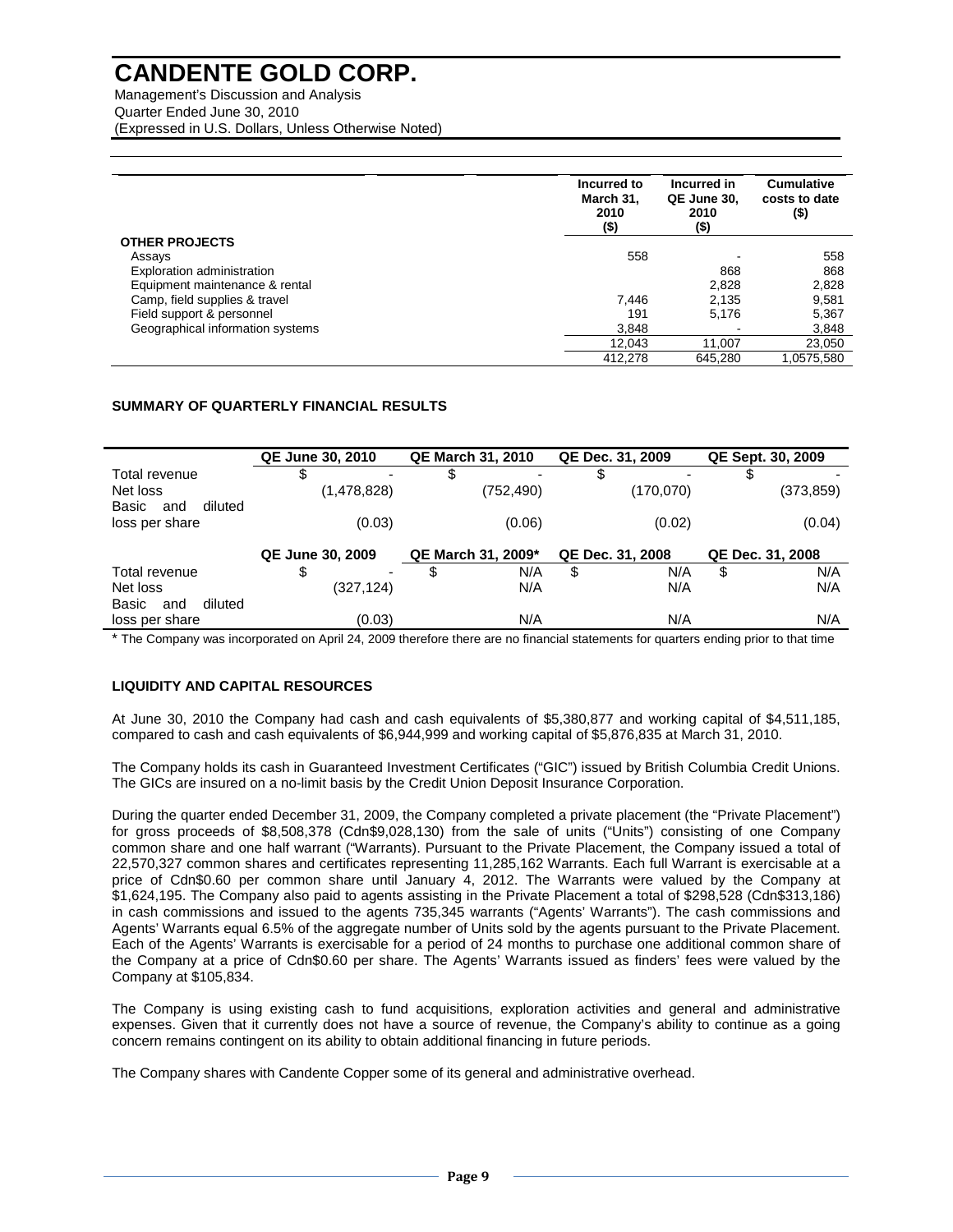| | Incurred to March 31, 2010 ($) | Incurred in QE June 30, 2010 ($) | Cumulative costs to date ($) |
|---|---|---|---|
| **OTHER PROJECTS** | | | |
| Assays | 558 | - | 558 |
| Exploration administration | | 868 | 868 |
| Equipment maintenance & rental | | 2,828 | 2,828 |
| Camp, field supplies & travel | 7,446 | 2,135 | 9,581 |
| Field support & personnel | 191 | 5,176 | 5,367 |
| Geographical information systems | 3,848 | - | 3,848 |
| | 12,043 | 11,007 | 23,050 |
| | 412,278 | 645,280 | 1,0575,580 |

### SUMMARY OF QUARTERLY FINANCIAL RESULTS

| | QE June 30, 2010 | QE March 31, 2010 | QE Dec. 31, 2009 | QE Sept. 30, 2009 |
|---|---|---|---|---|
| Total revenue | $ - | $ - | $ - | $ - |
| Net loss | (1,478,828) | (752,490) | (170,070) | (373,859) |
| Basic and diluted loss per share | (0.03) | (0.06) | (0.02) | (0.04) |

| | QE June 30, 2009 | QE March 31, 2009* | QE Dec. 31, 2008 | QE Dec. 31, 2008 |
|---|---|---|---|---|
| Total revenue | $ - | $ N/A | $ N/A | $ N/A |
| Net loss | (327,124) | N/A | N/A | N/A |
| Basic and diluted loss per share | (0.03) | N/A | N/A | N/A |

\* The Company was incorporated on April 24, 2009 therefore there are no financial statements for quarters ending prior to that time

### LIQUIDITY AND CAPITAL RESOURCES

At June 30, 2010 the Company had cash and cash equivalents of $5,380,877 and working capital of $4,511,185, compared to cash and cash equivalents of $6,944,999 and working capital of $5,876,835 at March 31, 2010.

The Company holds its cash in Guaranteed Investment Certificates ("GIC") issued by British Columbia Credit Unions. The GICs are insured on a no-limit basis by the Credit Union Deposit Insurance Corporation.

During the quarter ended December 31, 2009, the Company completed a private placement (the "Private Placement") for gross proceeds of $8,508,378 (Cdn$9,028,130) from the sale of units ("Units") consisting of one Company common share and one half warrant ("Warrants). Pursuant to the Private Placement, the Company issued a total of 22,570,327 common shares and certificates representing 11,285,162 Warrants. Each full Warrant is exercisable at a price of Cdn$0.60 per common share until January 4, 2012. The Warrants were valued by the Company at $1,624,195. The Company also paid to agents assisting in the Private Placement a total of $298,528 (Cdn$313,186) in cash commissions and issued to the agents 735,345 warrants ("Agents' Warrants"). The cash commissions and Agents' Warrants equal 6.5% of the aggregate number of Units sold by the agents pursuant to the Private Placement. Each of the Agents' Warrants is exercisable for a period of 24 months to purchase one additional common share of the Company at a price of Cdn$0.60 per share. The Agents' Warrants issued as finders' fees were valued by the Company at $105,834.

The Company is using existing cash to fund acquisitions, exploration activities and general and administrative expenses. Given that it currently does not have a source of revenue, the Company's ability to continue as a going concern remains contingent on its ability to obtain additional financing in future periods.

The Company shares with Candente Copper some of its general and administrative overhead.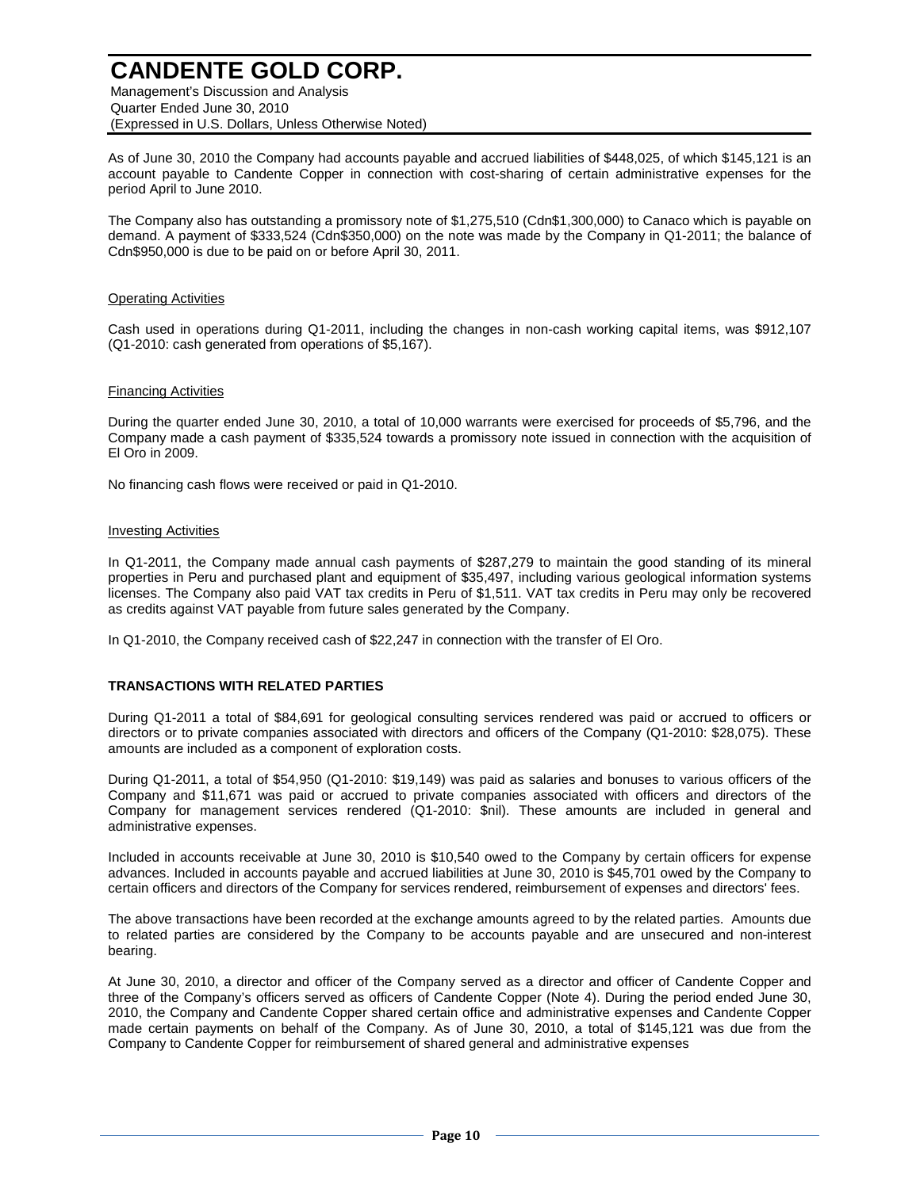As of June 30, 2010 the Company had accounts payable and accrued liabilities of $448,025, of which $145,121 is an account payable to Candente Copper in connection with cost-sharing of certain administrative expenses for the period April to June 2010.

The Company also has outstanding a promissory note of $1,275,510 (Cdn$1,300,000) to Canaco which is payable on demand. A payment of $333,524 (Cdn$350,000) on the note was made by the Company in Q1-2011; the balance of Cdn$950,000 is due to be paid on or before April 30, 2011.

### Operating Activities

Cash used in operations during Q1-2011, including the changes in non-cash working capital items, was $912,107 (Q1-2010: cash generated from operations of $5,167).

### Financing Activities

During the quarter ended June 30, 2010, a total of 10,000 warrants were exercised for proceeds of $5,796, and the Company made a cash payment of $335,524 towards a promissory note issued in connection with the acquisition of El Oro in 2009.

No financing cash flows were received or paid in Q1-2010.

### Investing Activities

In Q1-2011, the Company made annual cash payments of $287,279 to maintain the good standing of its mineral properties in Peru and purchased plant and equipment of $35,497, including various geological information systems licenses. The Company also paid VAT tax credits in Peru of $1,511. VAT tax credits in Peru may only be recovered as credits against VAT payable from future sales generated by the Company.

In Q1-2010, the Company received cash of $22,247 in connection with the transfer of El Oro.

## TRANSACTIONS WITH RELATED PARTIES

During Q1-2011 a total of $84,691 for geological consulting services rendered was paid or accrued to officers or directors or to private companies associated with directors and officers of the Company (Q1-2010: $28,075). These amounts are included as a component of exploration costs.

During Q1-2011, a total of $54,950 (Q1-2010: $19,149) was paid as salaries and bonuses to various officers of the Company and $11,671 was paid or accrued to private companies associated with officers and directors of the Company for management services rendered (Q1-2010: $nil). These amounts are included in general and administrative expenses.

Included in accounts receivable at June 30, 2010 is $10,540 owed to the Company by certain officers for expense advances. Included in accounts payable and accrued liabilities at June 30, 2010 is $45,701 owed by the Company to certain officers and directors of the Company for services rendered, reimbursement of expenses and directors' fees.

The above transactions have been recorded at the exchange amounts agreed to by the related parties. Amounts due to related parties are considered by the Company to be accounts payable and are unsecured and non-interest bearing.

At June 30, 2010, a director and officer of the Company served as a director and officer of Candente Copper and three of the Company's officers served as officers of Candente Copper (Note 4). During the period ended June 30, 2010, the Company and Candente Copper shared certain office and administrative expenses and Candente Copper made certain payments on behalf of the Company. As of June 30, 2010, a total of $145,121 was due from the Company to Candente Copper for reimbursement of shared general and administrative expenses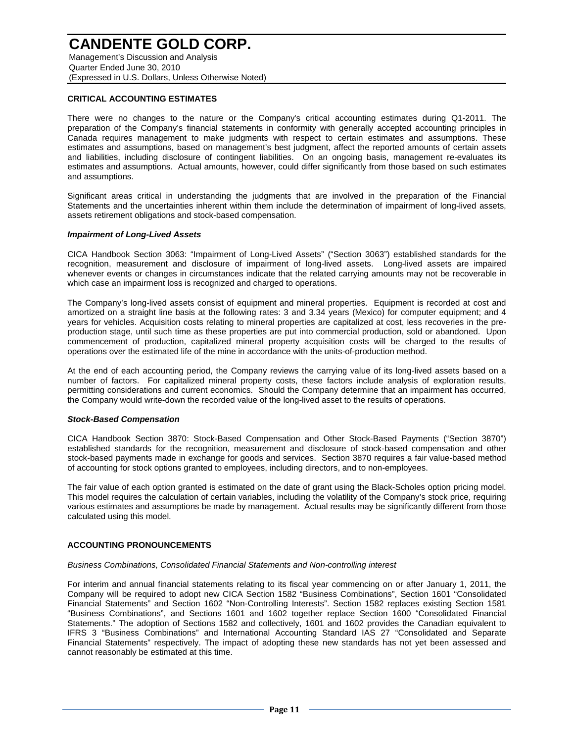## CRITICAL ACCOUNTING ESTIMATES

There were no changes to the nature or the Company's critical accounting estimates during Q1-2011. The preparation of the Company's financial statements in conformity with generally accepted accounting principles in Canada requires management to make judgments with respect to certain estimates and assumptions. These estimates and assumptions, based on management's best judgment, affect the reported amounts of certain assets and liabilities, including disclosure of contingent liabilities. On an ongoing basis, management re-evaluates its estimates and assumptions. Actual amounts, however, could differ significantly from those based on such estimates and assumptions.

Significant areas critical in understanding the judgments that are involved in the preparation of the Financial Statements and the uncertainties inherent within them include the determination of impairment of long-lived assets, assets retirement obligations and stock-based compensation.

### *Impairment of Long-Lived Assets*

CICA Handbook Section 3063: "Impairment of Long-Lived Assets" ("Section 3063") established standards for the recognition, measurement and disclosure of impairment of long-lived assets. Long-lived assets are impaired whenever events or changes in circumstances indicate that the related carrying amounts may not be recoverable in which case an impairment loss is recognized and charged to operations.

The Company's long-lived assets consist of equipment and mineral properties. Equipment is recorded at cost and amortized on a straight line basis at the following rates: 3 and 3.34 years (Mexico) for computer equipment; and 4 years for vehicles. Acquisition costs relating to mineral properties are capitalized at cost, less recoveries in the pre-production stage, until such time as these properties are put into commercial production, sold or abandoned. Upon commencement of production, capitalized mineral property acquisition costs will be charged to the results of operations over the estimated life of the mine in accordance with the units-of-production method.

At the end of each accounting period, the Company reviews the carrying value of its long-lived assets based on a number of factors. For capitalized mineral property costs, these factors include analysis of exploration results, permitting considerations and current economics. Should the Company determine that an impairment has occurred, the Company would write-down the recorded value of the long-lived asset to the results of operations.

### *Stock-Based Compensation*

CICA Handbook Section 3870: Stock-Based Compensation and Other Stock-Based Payments ("Section 3870") established standards for the recognition, measurement and disclosure of stock-based compensation and other stock-based payments made in exchange for goods and services. Section 3870 requires a fair value-based method of accounting for stock options granted to employees, including directors, and to non-employees.

The fair value of each option granted is estimated on the date of grant using the Black-Scholes option pricing model. This model requires the calculation of certain variables, including the volatility of the Company's stock price, requiring various estimates and assumptions be made by management. Actual results may be significantly different from those calculated using this model.

## ACCOUNTING PRONOUNCEMENTS

*Business Combinations, Consolidated Financial Statements and Non-controlling interest*

For interim and annual financial statements relating to its fiscal year commencing on or after January 1, 2011, the Company will be required to adopt new CICA Section 1582 "Business Combinations", Section 1601 "Consolidated Financial Statements" and Section 1602 "Non-Controlling Interests". Section 1582 replaces existing Section 1581 "Business Combinations", and Sections 1601 and 1602 together replace Section 1600 "Consolidated Financial Statements." The adoption of Sections 1582 and collectively, 1601 and 1602 provides the Canadian equivalent to IFRS 3 "Business Combinations" and International Accounting Standard IAS 27 "Consolidated and Separate Financial Statements" respectively. The impact of adopting these new standards has not yet been assessed and cannot reasonably be estimated at this time.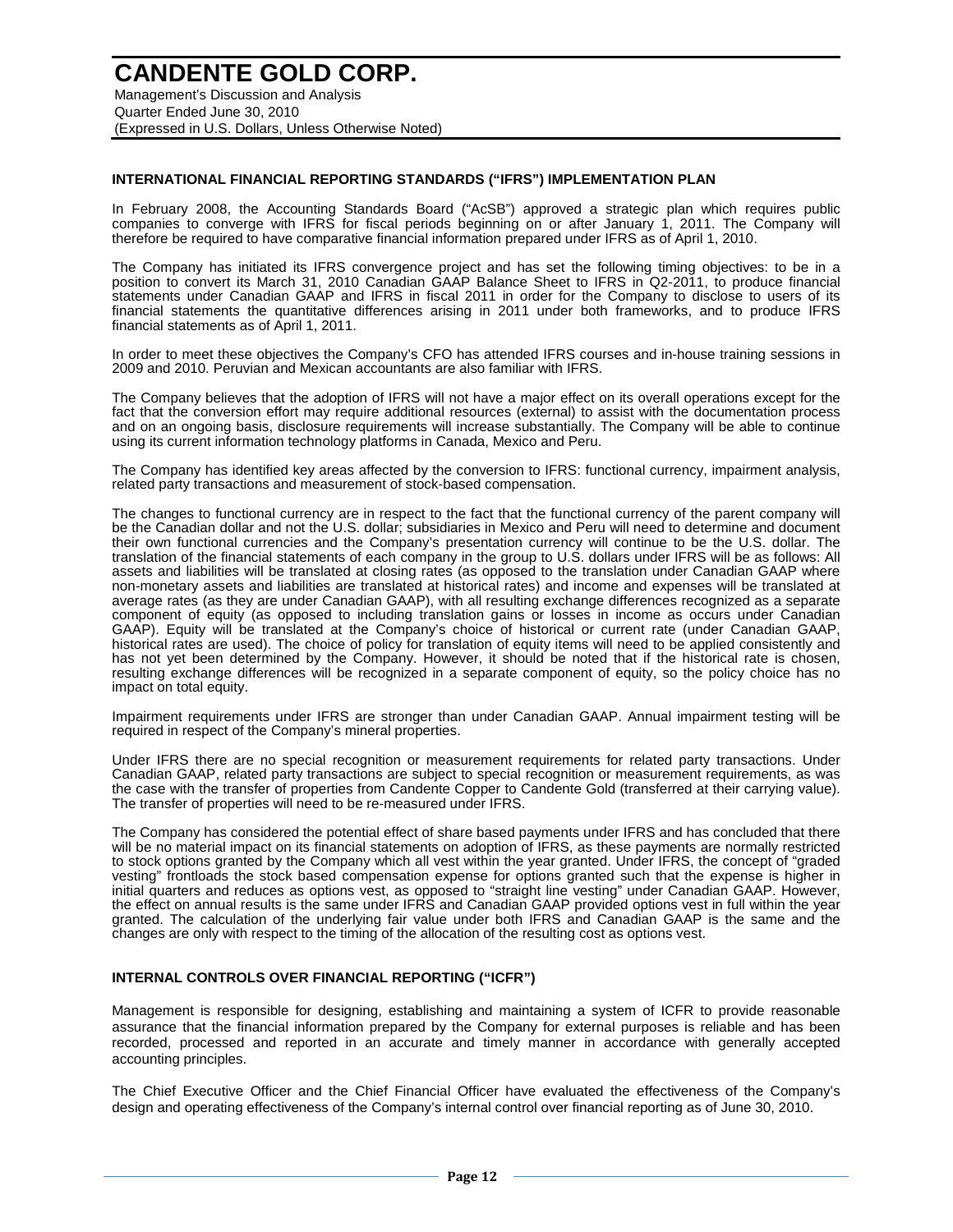## INTERNATIONAL FINANCIAL REPORTING STANDARDS ("IFRS") IMPLEMENTATION PLAN

In February 2008, the Accounting Standards Board ("AcSB") approved a strategic plan which requires public companies to converge with IFRS for fiscal periods beginning on or after January 1, 2011. The Company will therefore be required to have comparative financial information prepared under IFRS as of April 1, 2010.

The Company has initiated its IFRS convergence project and has set the following timing objectives: to be in a position to convert its March 31, 2010 Canadian GAAP Balance Sheet to IFRS in Q2-2011, to produce financial statements under Canadian GAAP and IFRS in fiscal 2011 in order for the Company to disclose to users of its financial statements the quantitative differences arising in 2011 under both frameworks, and to produce IFRS financial statements as of April 1, 2011.

In order to meet these objectives the Company's CFO has attended IFRS courses and in-house training sessions in 2009 and 2010. Peruvian and Mexican accountants are also familiar with IFRS.

The Company believes that the adoption of IFRS will not have a major effect on its overall operations except for the fact that the conversion effort may require additional resources (external) to assist with the documentation process and on an ongoing basis, disclosure requirements will increase substantially. The Company will be able to continue using its current information technology platforms in Canada, Mexico and Peru.

The Company has identified key areas affected by the conversion to IFRS: functional currency, impairment analysis, related party transactions and measurement of stock-based compensation.

The changes to functional currency are in respect to the fact that the functional currency of the parent company will be the Canadian dollar and not the U.S. dollar; subsidiaries in Mexico and Peru will need to determine and document their own functional currencies and the Company's presentation currency will continue to be the U.S. dollar. The translation of the financial statements of each company in the group to U.S. dollars under IFRS will be as follows: All assets and liabilities will be translated at closing rates (as opposed to the translation under Canadian GAAP where non-monetary assets and liabilities are translated at historical rates) and income and expenses will be translated at average rates (as they are under Canadian GAAP), with all resulting exchange differences recognized as a separate component of equity (as opposed to including translation gains or losses in income as occurs under Canadian GAAP). Equity will be translated at the Company's choice of historical or current rate (under Canadian GAAP, historical rates are used). The choice of policy for translation of equity items will need to be applied consistently and has not yet been determined by the Company. However, it should be noted that if the historical rate is chosen, resulting exchange differences will be recognized in a separate component of equity, so the policy choice has no impact on total equity.

Impairment requirements under IFRS are stronger than under Canadian GAAP. Annual impairment testing will be required in respect of the Company's mineral properties.

Under IFRS there are no special recognition or measurement requirements for related party transactions. Under Canadian GAAP, related party transactions are subject to special recognition or measurement requirements, as was the case with the transfer of properties from Candente Copper to Candente Gold (transferred at their carrying value). The transfer of properties will need to be re-measured under IFRS.

The Company has considered the potential effect of share based payments under IFRS and has concluded that there will be no material impact on its financial statements on adoption of IFRS, as these payments are normally restricted to stock options granted by the Company which all vest within the year granted. Under IFRS, the concept of "graded vesting" frontloads the stock based compensation expense for options granted such that the expense is higher in initial quarters and reduces as options vest, as opposed to "straight line vesting" under Canadian GAAP. However, the effect on annual results is the same under IFRS and Canadian GAAP provided options vest in full within the year granted. The calculation of the underlying fair value under both IFRS and Canadian GAAP is the same and the changes are only with respect to the timing of the allocation of the resulting cost as options vest.

## INTERNAL CONTROLS OVER FINANCIAL REPORTING ("ICFR")

Management is responsible for designing, establishing and maintaining a system of ICFR to provide reasonable assurance that the financial information prepared by the Company for external purposes is reliable and has been recorded, processed and reported in an accurate and timely manner in accordance with generally accepted accounting principles.

The Chief Executive Officer and the Chief Financial Officer have evaluated the effectiveness of the Company's design and operating effectiveness of the Company's internal control over financial reporting as of June 30, 2010.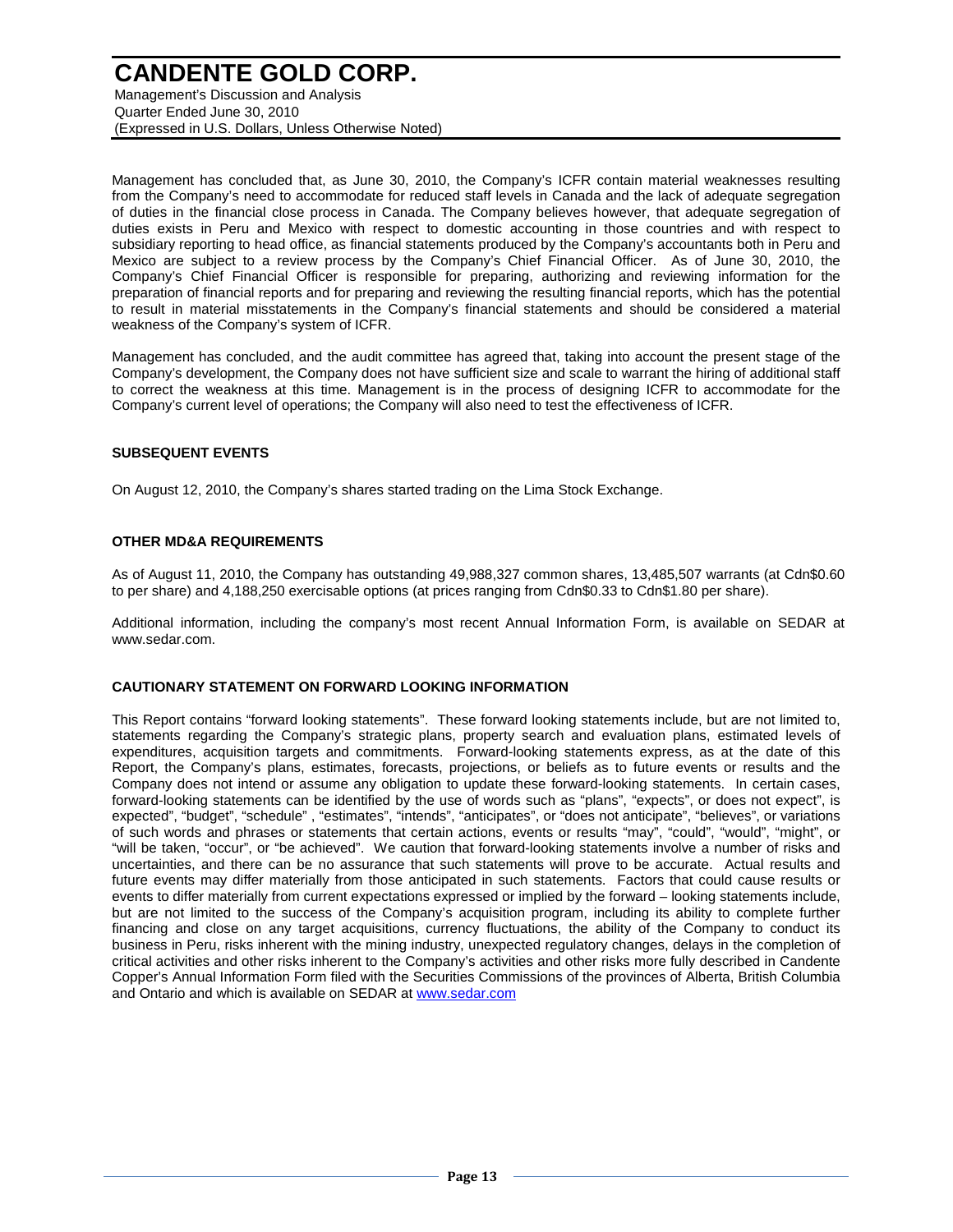Management has concluded that, as June 30, 2010, the Company's ICFR contain material weaknesses resulting from the Company's need to accommodate for reduced staff levels in Canada and the lack of adequate segregation of duties in the financial close process in Canada. The Company believes however, that adequate segregation of duties exists in Peru and Mexico with respect to domestic accounting in those countries and with respect to subsidiary reporting to head office, as financial statements produced by the Company's accountants both in Peru and Mexico are subject to a review process by the Company's Chief Financial Officer. As of June 30, 2010, the Company's Chief Financial Officer is responsible for preparing, authorizing and reviewing information for the preparation of financial reports and for preparing and reviewing the resulting financial reports, which has the potential to result in material misstatements in the Company's financial statements and should be considered a material weakness of the Company's system of ICFR.

Management has concluded, and the audit committee has agreed that, taking into account the present stage of the Company's development, the Company does not have sufficient size and scale to warrant the hiring of additional staff to correct the weakness at this time. Management is in the process of designing ICFR to accommodate for the Company's current level of operations; the Company will also need to test the effectiveness of ICFR.

## SUBSEQUENT EVENTS

On August 12, 2010, the Company's shares started trading on the Lima Stock Exchange.

## OTHER MD&A REQUIREMENTS

As of August 11, 2010, the Company has outstanding 49,988,327 common shares, 13,485,507 warrants (at Cdn$0.60 to per share) and 4,188,250 exercisable options (at prices ranging from Cdn$0.33 to Cdn$1.80 per share).

Additional information, including the company's most recent Annual Information Form, is available on SEDAR at www.sedar.com.

## CAUTIONARY STATEMENT ON FORWARD LOOKING INFORMATION

This Report contains "forward looking statements". These forward looking statements include, but are not limited to, statements regarding the Company's strategic plans, property search and evaluation plans, estimated levels of expenditures, acquisition targets and commitments. Forward-looking statements express, as at the date of this Report, the Company's plans, estimates, forecasts, projections, or beliefs as to future events or results and the Company does not intend or assume any obligation to update these forward-looking statements. In certain cases, forward-looking statements can be identified by the use of words such as "plans", "expects", or does not expect", is expected", "budget", "schedule" , "estimates", "intends", "anticipates", or "does not anticipate", "believes", or variations of such words and phrases or statements that certain actions, events or results "may", "could", "would", "might", or "will be taken, "occur", or "be achieved". We caution that forward-looking statements involve a number of risks and uncertainties, and there can be no assurance that such statements will prove to be accurate. Actual results and future events may differ materially from those anticipated in such statements. Factors that could cause results or events to differ materially from current expectations expressed or implied by the forward – looking statements include, but are not limited to the success of the Company's acquisition program, including its ability to complete further financing and close on any target acquisitions, currency fluctuations, the ability of the Company to conduct its business in Peru, risks inherent with the mining industry, unexpected regulatory changes, delays in the completion of critical activities and other risks inherent to the Company's activities and other risks more fully described in Candente Copper's Annual Information Form filed with the Securities Commissions of the provinces of Alberta, British Columbia and Ontario and which is available on SEDAR at www.sedar.com